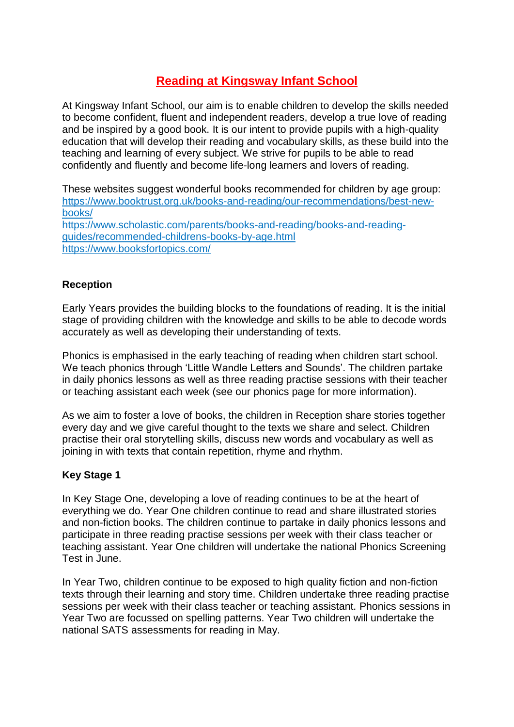# Reading at Kingsway Infant School

At Kingsway Infant School, our aim is to enable children to develop the skills needed to become confident, fluent and independent readers, develop a true love of reading and be inspired by a good book. It is our intent to provide pupils with a high-quality education that will develop their reading and vocabulary skills, as these build into the teaching and learning of every subject. We strive for pupils to be able to read confidently and fluently and become life-long learners and lovers of reading.

These websites suggest wonderful books recommended for children by age group:
https://www.booktrust.org.uk/books-and-reading/our-recommendations/best-new-books/
https://www.scholastic.com/parents/books-and-reading/books-and-reading-guides/recommended-childrens-books-by-age.html
https://www.booksfortopics.com/

**Reception**

Early Years provides the building blocks to the foundations of reading. It is the initial stage of providing children with the knowledge and skills to be able to decode words accurately as well as developing their understanding of texts.

Phonics is emphasised in the early teaching of reading when children start school. We teach phonics through 'Little Wandle Letters and Sounds'. The children partake in daily phonics lessons as well as three reading practise sessions with their teacher or teaching assistant each week (see our phonics page for more information).

As we aim to foster a love of books, the children in Reception share stories together every day and we give careful thought to the texts we share and select. Children practise their oral storytelling skills, discuss new words and vocabulary as well as joining in with texts that contain repetition, rhyme and rhythm.

**Key Stage 1**

In Key Stage One, developing a love of reading continues to be at the heart of everything we do. Year One children continue to read and share illustrated stories and non-fiction books. The children continue to partake in daily phonics lessons and participate in three reading practise sessions per week with their class teacher or teaching assistant. Year One children will undertake the national Phonics Screening Test in June.

In Year Two, children continue to be exposed to high quality fiction and non-fiction texts through their learning and story time. Children undertake three reading practise sessions per week with their class teacher or teaching assistant. Phonics sessions in Year Two are focussed on spelling patterns. Year Two children will undertake the national SATS assessments for reading in May.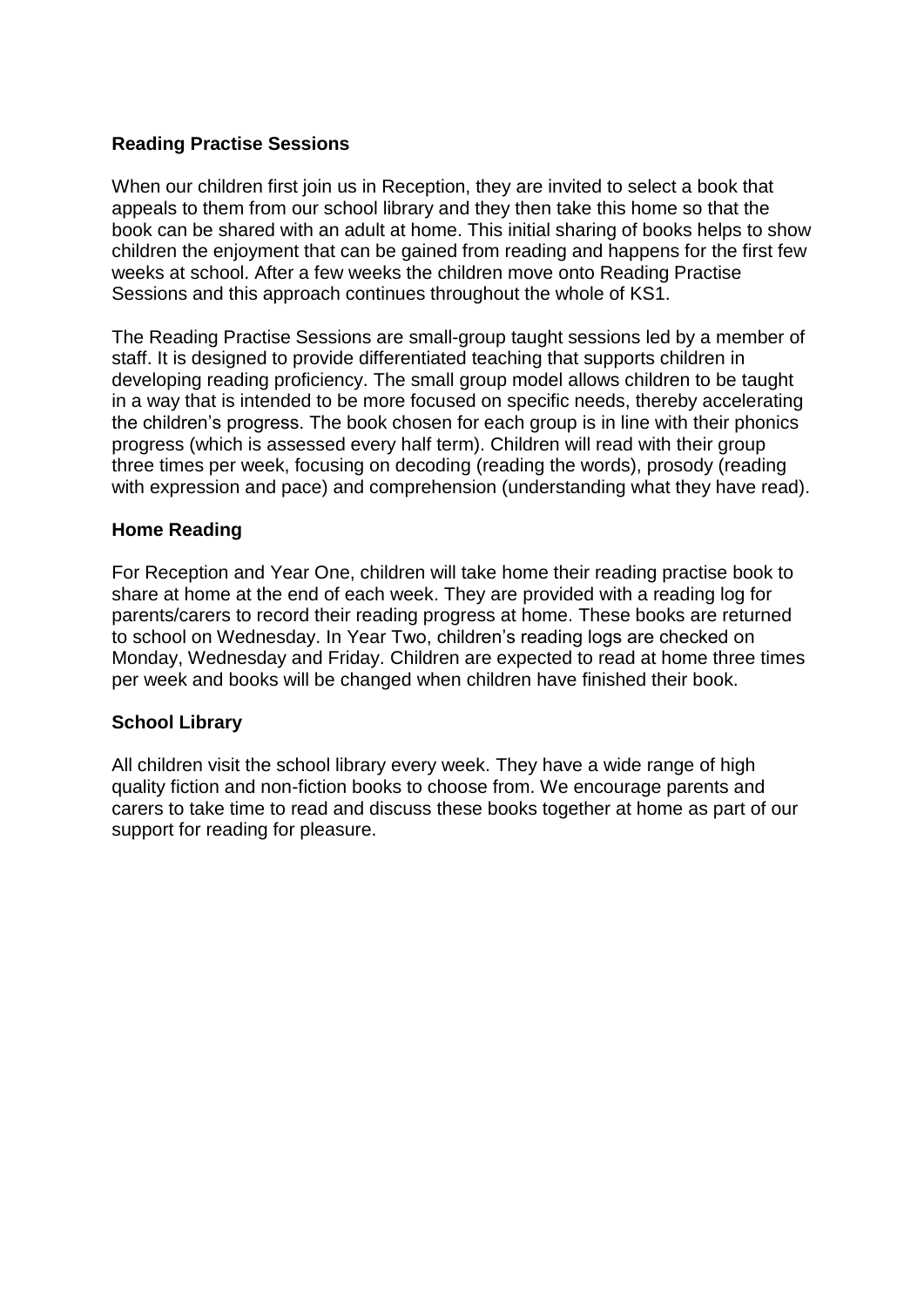**Reading Practise Sessions**

When our children first join us in Reception, they are invited to select a book that appeals to them from our school library and they then take this home so that the book can be shared with an adult at home. This initial sharing of books helps to show children the enjoyment that can be gained from reading and happens for the first few weeks at school. After a few weeks the children move onto Reading Practise Sessions and this approach continues throughout the whole of KS1.

The Reading Practise Sessions are small-group taught sessions led by a member of staff. It is designed to provide differentiated teaching that supports children in developing reading proficiency. The small group model allows children to be taught in a way that is intended to be more focused on specific needs, thereby accelerating the children's progress. The book chosen for each group is in line with their phonics progress (which is assessed every half term). Children will read with their group three times per week, focusing on decoding (reading the words), prosody (reading with expression and pace) and comprehension (understanding what they have read).

**Home Reading**

For Reception and Year One, children will take home their reading practise book to share at home at the end of each week. They are provided with a reading log for parents/carers to record their reading progress at home. These books are returned to school on Wednesday. In Year Two, children's reading logs are checked on Monday, Wednesday and Friday. Children are expected to read at home three times per week and books will be changed when children have finished their book.

**School Library**

All children visit the school library every week. They have a wide range of high quality fiction and non-fiction books to choose from. We encourage parents and carers to take time to read and discuss these books together at home as part of our support for reading for pleasure.